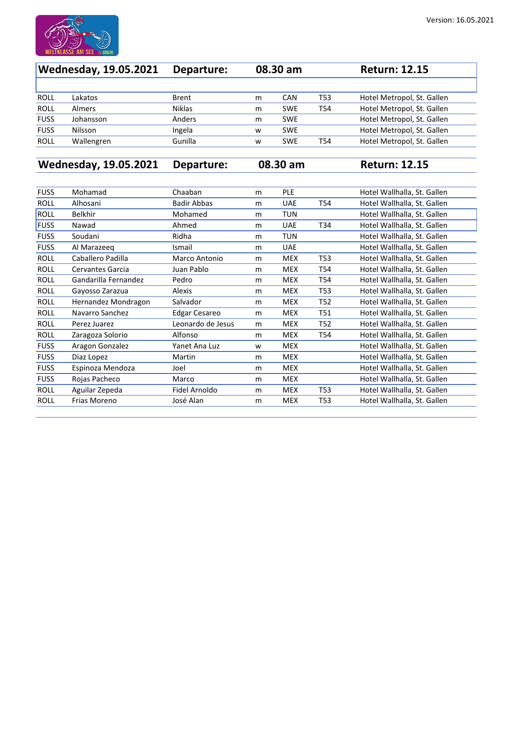Version: 16.05.2021

| Wednesday, 19.05.2021 | Departure: | 08.30 am | | | Return: 12.15 |
|---|---|---|---|---|---|
| | | | | | |
| ROLL | Lakatos | Brent | m | CAN | T53 | Hotel Metropol, St. Gallen |

| | | | | | | |
|---|---|---|---|---|---|---|
| ROLL | Lakatos | Brent | m | CAN | T53 | Hotel Metropol, St. Gallen |
| ROLL | Almers | Niklas | m | SWE | T54 | Hotel Metropol, St. Gallen |
| FUSS | Johansson | Anders | m | SWE | | Hotel Metropol, St. Gallen |
| FUSS | Nilsson | Ingela | w | SWE | | Hotel Metropol, St. Gallen |
| ROLL | Wallengren | Gunilla | w | SWE | T54 | Hotel Metropol, St. Gallen |

| Wednesday, 19.05.2021 | Departure: | 08.30 am | | | | Return: 12.15 |
|---|---|---|---|---|---|---|
| FUSS | Mohamad | Chaaban | m | PLE | | Hotel Wallhalla, St. Gallen |
| ROLL | Alhosani | Badir Abbas | m | UAE | T54 | Hotel Wallhalla, St. Gallen |
| ROLL | Belkhir | Mohamed | m | TUN | | Hotel Wallhalla, St. Gallen |
| FUSS | Nawad | Ahmed | m | UAE | T34 | Hotel Wallhalla, St. Gallen |
| FUSS | Soudani | Ridha | m | TUN | | Hotel Wallhalla, St. Gallen |
| FUSS | Al Marazeeq | Ismail | m | UAE | | Hotel Wallhalla, St. Gallen |
| ROLL | Caballero Padilla | Marco Antonio | m | MEX | T53 | Hotel Wallhalla, St. Gallen |
| ROLL | Cervantes Garcia | Juan Pablo | m | MEX | T54 | Hotel Wallhalla, St. Gallen |
| ROLL | Gandarilla Fernandez | Pedro | m | MEX | T54 | Hotel Wallhalla, St. Gallen |
| ROLL | Gayosso Zarazua | Alexis | m | MEX | T53 | Hotel Wallhalla, St. Gallen |
| ROLL | Hernandez Mondragon | Salvador | m | MEX | T52 | Hotel Wallhalla, St. Gallen |
| ROLL | Navarro Sanchez | Edgar Cesareo | m | MEX | T51 | Hotel Wallhalla, St. Gallen |
| ROLL | Perez Juarez | Leonardo de Jesus | m | MEX | T52 | Hotel Wallhalla, St. Gallen |
| ROLL | Zaragoza Solorio | Alfonso | m | MEX | T54 | Hotel Wallhalla, St. Gallen |
| FUSS | Aragon Gonzalez | Yanet Ana Luz | w | MEX | | Hotel Wallhalla, St. Gallen |
| FUSS | Diaz Lopez | Martin | m | MEX | | Hotel Wallhalla, St. Gallen |
| FUSS | Espinoza Mendoza | Joel | m | MEX | | Hotel Wallhalla, St. Gallen |
| FUSS | Rojas Pacheco | Marco | m | MEX | | Hotel Wallhalla, St. Gallen |
| ROLL | Aguilar Zepeda | Fidel Arnoldo | m | MEX | T53 | Hotel Wallhalla, St. Gallen |
| ROLL | Frias Moreno | José Alan | m | MEX | T53 | Hotel Wallhalla, St. Gallen |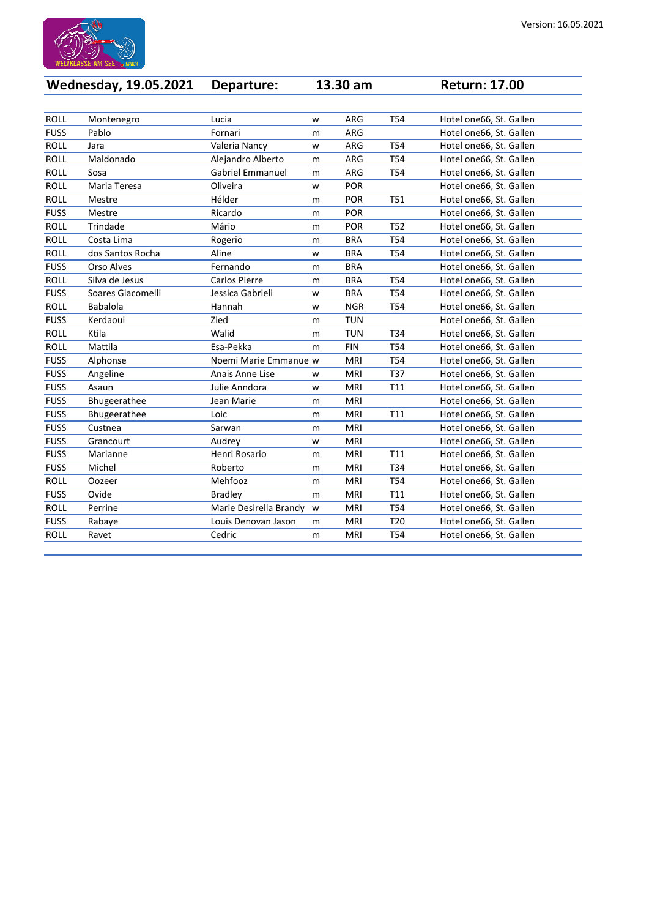Version: 16.05.2021

| Wednesday, 19.05.2021 | Departure: | | 13.30 am | | Return: 17.00 |
|---|---|---|---|---|---|
| | | | | | |
| ROLL | Montenegro | Lucia | w | ARG | T54 | Hotel one66, St. Gallen |
| FUSS | Pablo | Fornari | m | ARG | | Hotel one66, St. Gallen |
| ROLL | Jara | Valeria Nancy | w | ARG | T54 | Hotel one66, St. Gallen |
| ROLL | Maldonado | Alejandro Alberto | m | ARG | T54 | Hotel one66, St. Gallen |
| ROLL | Sosa | Gabriel Emmanuel | m | ARG | T54 | Hotel one66, St. Gallen |
| ROLL | Maria Teresa | Oliveira | w | POR | | Hotel one66, St. Gallen |
| ROLL | Mestre | Hélder | m | POR | T51 | Hotel one66, St. Gallen |
| FUSS | Mestre | Ricardo | m | POR | | Hotel one66, St. Gallen |
| ROLL | Trindade | Mário | m | POR | T52 | Hotel one66, St. Gallen |
| ROLL | Costa Lima | Rogerio | m | BRA | T54 | Hotel one66, St. Gallen |
| ROLL | dos Santos Rocha | Aline | w | BRA | T54 | Hotel one66, St. Gallen |
| FUSS | Orso Alves | Fernando | m | BRA | | Hotel one66, St. Gallen |
| ROLL | Silva de Jesus | Carlos Pierre | m | BRA | T54 | Hotel one66, St. Gallen |
| FUSS | Soares Giacomelli | Jessica Gabrieli | w | BRA | T54 | Hotel one66, St. Gallen |
| ROLL | Babalola | Hannah | w | NGR | T54 | Hotel one66, St. Gallen |
| FUSS | Kerdaoui | Zied | m | TUN | | Hotel one66, St. Gallen |
| ROLL | Ktila | Walid | m | TUN | T34 | Hotel one66, St. Gallen |
| ROLL | Mattila | Esa-Pekka | m | FIN | T54 | Hotel one66, St. Gallen |
| FUSS | Alphonse | Noemi Marie Emmanuel | w | MRI | T54 | Hotel one66, St. Gallen |
| FUSS | Angeline | Anais Anne Lise | w | MRI | T37 | Hotel one66, St. Gallen |
| FUSS | Asaun | Julie Anndora | w | MRI | T11 | Hotel one66, St. Gallen |
| FUSS | Bhugeerathee | Jean Marie | m | MRI | | Hotel one66, St. Gallen |
| FUSS | Bhugeerathee | Loic | m | MRI | T11 | Hotel one66, St. Gallen |
| FUSS | Custnea | Sarwan | m | MRI | | Hotel one66, St. Gallen |
| FUSS | Grancourt | Audrey | w | MRI | | Hotel one66, St. Gallen |
| FUSS | Marianne | Henri Rosario | m | MRI | T11 | Hotel one66, St. Gallen |
| FUSS | Michel | Roberto | m | MRI | T34 | Hotel one66, St. Gallen |
| ROLL | Oozeer | Mehfooz | m | MRI | T54 | Hotel one66, St. Gallen |
| FUSS | Ovide | Bradley | m | MRI | T11 | Hotel one66, St. Gallen |
| ROLL | Perrine | Marie Desirella Brandy | w | MRI | T54 | Hotel one66, St. Gallen |
| FUSS | Rabaye | Louis Denovan Jason | m | MRI | T20 | Hotel one66, St. Gallen |
| ROLL | Ravet | Cedric | m | MRI | T54 | Hotel one66, St. Gallen |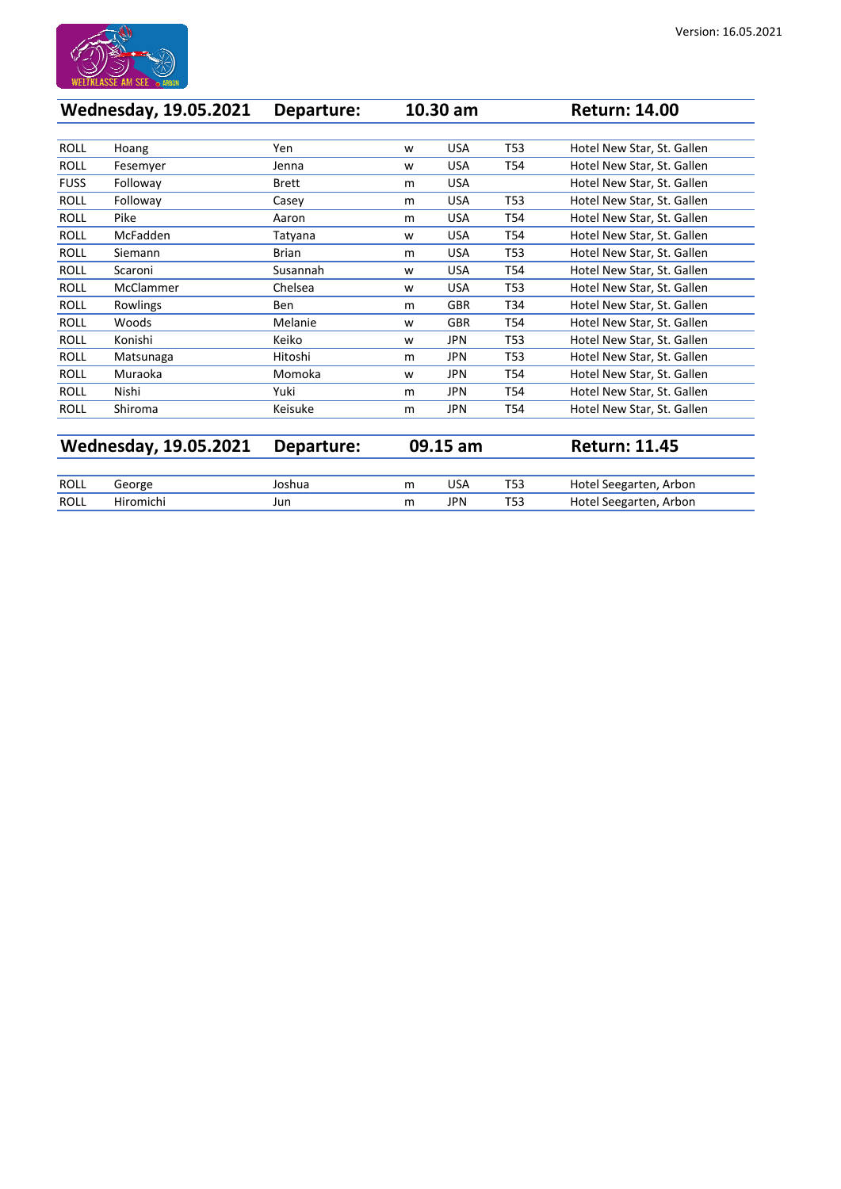Version: 16.05.2021

| Wednesday, 19.05.2021 | | Departure: | | 10.30 am | | Return: 14.00 |
|---|---|---|---|---|---|---|
| ROLL | Hoang | Yen | w | USA | T53 | Hotel New Star, St. Gallen |
| ROLL | Fesemyer | Jenna | w | USA | T54 | Hotel New Star, St. Gallen |
| FUSS | Followay | Brett | m | USA | | Hotel New Star, St. Gallen |
| ROLL | Followay | Casey | m | USA | T53 | Hotel New Star, St. Gallen |
| ROLL | Pike | Aaron | m | USA | T54 | Hotel New Star, St. Gallen |
| ROLL | McFadden | Tatyana | w | USA | T54 | Hotel New Star, St. Gallen |
| ROLL | Siemann | Brian | m | USA | T53 | Hotel New Star, St. Gallen |
| ROLL | Scaroni | Susannah | w | USA | T54 | Hotel New Star, St. Gallen |
| ROLL | McClammer | Chelsea | w | USA | T53 | Hotel New Star, St. Gallen |
| ROLL | Rowlings | Ben | m | GBR | T34 | Hotel New Star, St. Gallen |
| ROLL | Woods | Melanie | w | GBR | T54 | Hotel New Star, St. Gallen |
| ROLL | Konishi | Keiko | w | JPN | T53 | Hotel New Star, St. Gallen |
| ROLL | Matsunaga | Hitoshi | m | JPN | T53 | Hotel New Star, St. Gallen |
| ROLL | Muraoka | Momoka | w | JPN | T54 | Hotel New Star, St. Gallen |
| ROLL | Nishi | Yuki | m | JPN | T54 | Hotel New Star, St. Gallen |
| ROLL | Shiroma | Keisuke | m | JPN | T54 | Hotel New Star, St. Gallen |

| Wednesday, 19.05.2021 | | Departure: | | 09.15 am | | Return: 11.45 |
|---|---|---|---|---|---|---|
| ROLL | George | Joshua | m | USA | T53 | Hotel Seegarten, Arbon |
| ROLL | Hiromichi | Jun | m | JPN | T53 | Hotel Seegarten, Arbon |